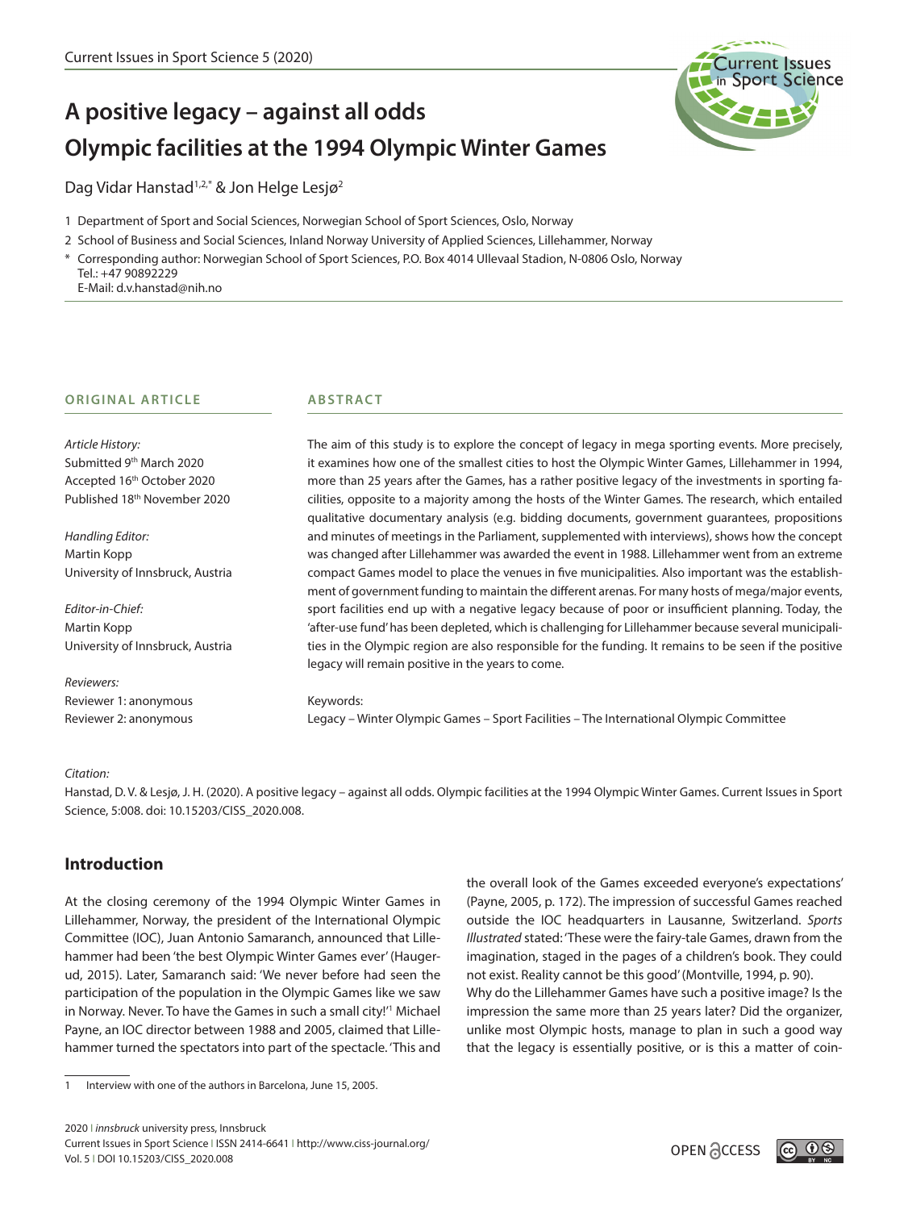# A positive legacy – against all odds
# Olympic facilities at the 1994 Olympic Winter Games

Dag Vidar Hanstad[1,2,*] & Jon Helge Lesjø[2]

1 Department of Sport and Social Sciences, Norwegian School of Sport Sciences, Oslo, Norway

2 School of Business and Social Sciences, Inland Norway University of Applied Sciences, Lillehammer, Norway

\* Corresponding author: Norwegian School of Sport Sciences, P.O. Box 4014 Ullevaal Stadion, N-0806 Oslo, Norway
Tel.: +47 90892229
E-Mail: d.v.hanstad@nih.no

**ORIGINAL ARTICLE**

*Article History:*
Submitted 9th March 2020
Accepted 16th October 2020
Published 18th November 2020

*Handling Editor:*
Martin Kopp
University of Innsbruck, Austria

*Editor-in-Chief:*
Martin Kopp
University of Innsbruck, Austria

*Reviewers:*
Reviewer 1: anonymous
Reviewer 2: anonymous

**ABSTRACT**

The aim of this study is to explore the concept of legacy in mega sporting events. More precisely, it examines how one of the smallest cities to host the Olympic Winter Games, Lillehammer in 1994, more than 25 years after the Games, has a rather positive legacy of the investments in sporting facilities, opposite to a majority among the hosts of the Winter Games. The research, which entailed qualitative documentary analysis (e.g. bidding documents, government guarantees, propositions and minutes of meetings in the Parliament, supplemented with interviews), shows how the concept was changed after Lillehammer was awarded the event in 1988. Lillehammer went from an extreme compact Games model to place the venues in five municipalities. Also important was the establishment of government funding to maintain the different arenas. For many hosts of mega/major events, sport facilities end up with a negative legacy because of poor or insufficient planning. Today, the 'after-use fund' has been depleted, which is challenging for Lillehammer because several municipalities in the Olympic region are also responsible for the funding. It remains to be seen if the positive legacy will remain positive in the years to come.

Keywords:
Legacy – Winter Olympic Games – Sport Facilities – The International Olympic Committee

*Citation:*
Hanstad, D. V. & Lesjø, J. H. (2020). A positive legacy – against all odds. Olympic facilities at the 1994 Olympic Winter Games. Current Issues in Sport Science, 5:008. doi: 10.15203/CISS_2020.008.

## Introduction

At the closing ceremony of the 1994 Olympic Winter Games in Lillehammer, Norway, the president of the International Olympic Committee (IOC), Juan Antonio Samaranch, announced that Lillehammer had been 'the best Olympic Winter Games ever' (Haugerud, 2015). Later, Samaranch said: 'We never before had seen the participation of the population in the Olympic Games like we saw in Norway. Never. To have the Games in such a small city!'[1] Michael Payne, an IOC director between 1988 and 2005, claimed that Lillehammer turned the spectators into part of the spectacle. 'This and the overall look of the Games exceeded everyone's expectations' (Payne, 2005, p. 172). The impression of successful Games reached outside the IOC headquarters in Lausanne, Switzerland. *Sports Illustrated* stated: 'These were the fairy-tale Games, drawn from the imagination, staged in the pages of a children's book. They could not exist. Reality cannot be this good' (Montville, 1994, p. 90).

Why do the Lillehammer Games have such a positive image? Is the impression the same more than 25 years later? Did the organizer, unlike most Olympic hosts, manage to plan in such a good way that the legacy is essentially positive, or is this a matter of coin-

1 Interview with one of the authors in Barcelona, June 15, 2005.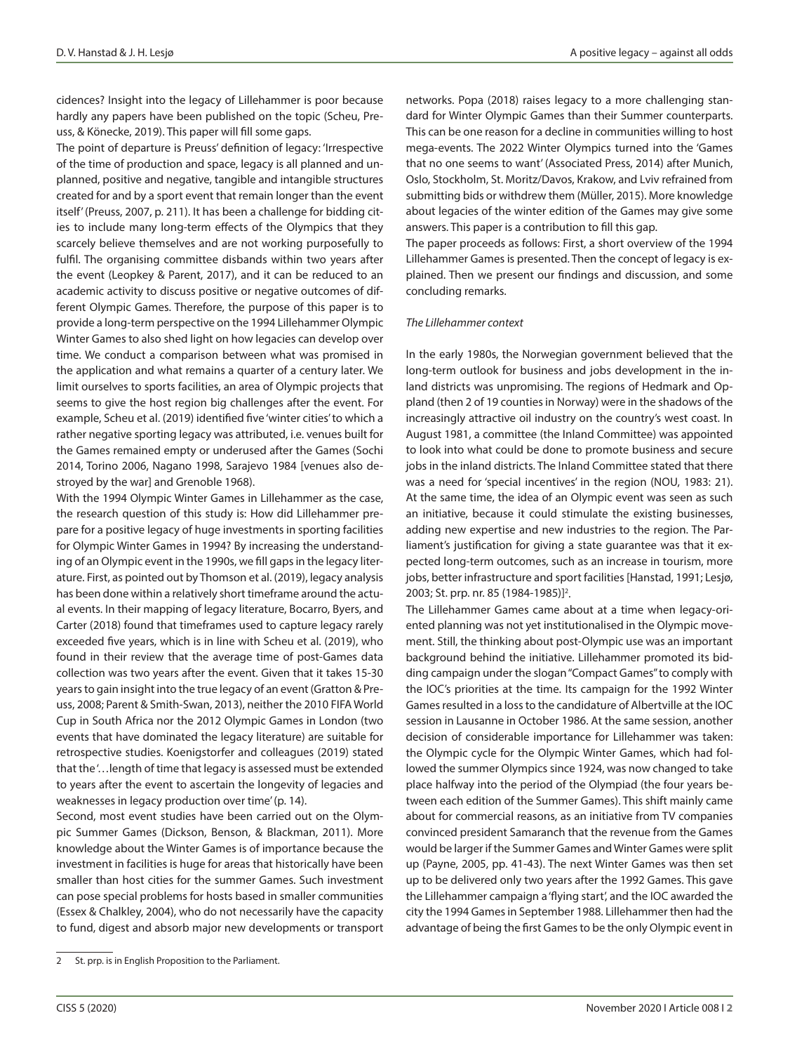cidences? Insight into the legacy of Lillehammer is poor because hardly any papers have been published on the topic (Scheu, Preuss, & Könecke, 2019). This paper will fill some gaps.

The point of departure is Preuss' definition of legacy: 'Irrespective of the time of production and space, legacy is all planned and unplanned, positive and negative, tangible and intangible structures created for and by a sport event that remain longer than the event itself' (Preuss, 2007, p. 211). It has been a challenge for bidding cities to include many long-term effects of the Olympics that they scarcely believe themselves and are not working purposefully to fulfil. The organising committee disbands within two years after the event (Leopkey & Parent, 2017), and it can be reduced to an academic activity to discuss positive or negative outcomes of different Olympic Games. Therefore, the purpose of this paper is to provide a long-term perspective on the 1994 Lillehammer Olympic Winter Games to also shed light on how legacies can develop over time. We conduct a comparison between what was promised in the application and what remains a quarter of a century later. We limit ourselves to sports facilities, an area of Olympic projects that seems to give the host region big challenges after the event. For example, Scheu et al. (2019) identified five 'winter cities' to which a rather negative sporting legacy was attributed, i.e. venues built for the Games remained empty or underused after the Games (Sochi 2014, Torino 2006, Nagano 1998, Sarajevo 1984 [venues also destroyed by the war] and Grenoble 1968).

With the 1994 Olympic Winter Games in Lillehammer as the case, the research question of this study is: How did Lillehammer prepare for a positive legacy of huge investments in sporting facilities for Olympic Winter Games in 1994? By increasing the understanding of an Olympic event in the 1990s, we fill gaps in the legacy literature. First, as pointed out by Thomson et al. (2019), legacy analysis has been done within a relatively short timeframe around the actual events. In their mapping of legacy literature, Bocarro, Byers, and Carter (2018) found that timeframes used to capture legacy rarely exceeded five years, which is in line with Scheu et al. (2019), who found in their review that the average time of post-Games data collection was two years after the event. Given that it takes 15-30 years to gain insight into the true legacy of an event (Gratton & Preuss, 2008; Parent & Smith-Swan, 2013), neither the 2010 FIFA World Cup in South Africa nor the 2012 Olympic Games in London (two events that have dominated the legacy literature) are suitable for retrospective studies. Koenigstorfer and colleagues (2019) stated that the '…length of time that legacy is assessed must be extended to years after the event to ascertain the longevity of legacies and weaknesses in legacy production over time' (p. 14).

Second, most event studies have been carried out on the Olympic Summer Games (Dickson, Benson, & Blackman, 2011). More knowledge about the Winter Games is of importance because the investment in facilities is huge for areas that historically have been smaller than host cities for the summer Games. Such investment can pose special problems for hosts based in smaller communities (Essex & Chalkley, 2004), who do not necessarily have the capacity to fund, digest and absorb major new developments or transport networks. Popa (2018) raises legacy to a more challenging standard for Winter Olympic Games than their Summer counterparts. This can be one reason for a decline in communities willing to host mega-events. The 2022 Winter Olympics turned into the 'Games that no one seems to want' (Associated Press, 2014) after Munich, Oslo, Stockholm, St. Moritz/Davos, Krakow, and Lviv refrained from submitting bids or withdrew them (Müller, 2015). More knowledge about legacies of the winter edition of the Games may give some answers. This paper is a contribution to fill this gap.

The paper proceeds as follows: First, a short overview of the 1994 Lillehammer Games is presented. Then the concept of legacy is explained. Then we present our findings and discussion, and some concluding remarks.

*The Lillehammer context*

In the early 1980s, the Norwegian government believed that the long-term outlook for business and jobs development in the inland districts was unpromising. The regions of Hedmark and Oppland (then 2 of 19 counties in Norway) were in the shadows of the increasingly attractive oil industry on the country's west coast. In August 1981, a committee (the Inland Committee) was appointed to look into what could be done to promote business and secure jobs in the inland districts. The Inland Committee stated that there was a need for 'special incentives' in the region (NOU, 1983: 21). At the same time, the idea of an Olympic event was seen as such an initiative, because it could stimulate the existing businesses, adding new expertise and new industries to the region. The Parliament's justification for giving a state guarantee was that it expected long-term outcomes, such as an increase in tourism, more jobs, better infrastructure and sport facilities [Hanstad, 1991; Lesjø, 2003; St. prp. nr. 85 (1984-1985)][2].

The Lillehammer Games came about at a time when legacy-oriented planning was not yet institutionalised in the Olympic movement. Still, the thinking about post-Olympic use was an important background behind the initiative. Lillehammer promoted its bidding campaign under the slogan "Compact Games" to comply with the IOC's priorities at the time. Its campaign for the 1992 Winter Games resulted in a loss to the candidature of Albertville at the IOC session in Lausanne in October 1986. At the same session, another decision of considerable importance for Lillehammer was taken: the Olympic cycle for the Olympic Winter Games, which had followed the summer Olympics since 1924, was now changed to take place halfway into the period of the Olympiad (the four years between each edition of the Summer Games). This shift mainly came about for commercial reasons, as an initiative from TV companies convinced president Samaranch that the revenue from the Games would be larger if the Summer Games and Winter Games were split up (Payne, 2005, pp. 41-43). The next Winter Games was then set up to be delivered only two years after the 1992 Games. This gave the Lillehammer campaign a 'flying start', and the IOC awarded the city the 1994 Games in September 1988. Lillehammer then had the advantage of being the first Games to be the only Olympic event in

2 St. prp. is in English Proposition to the Parliament.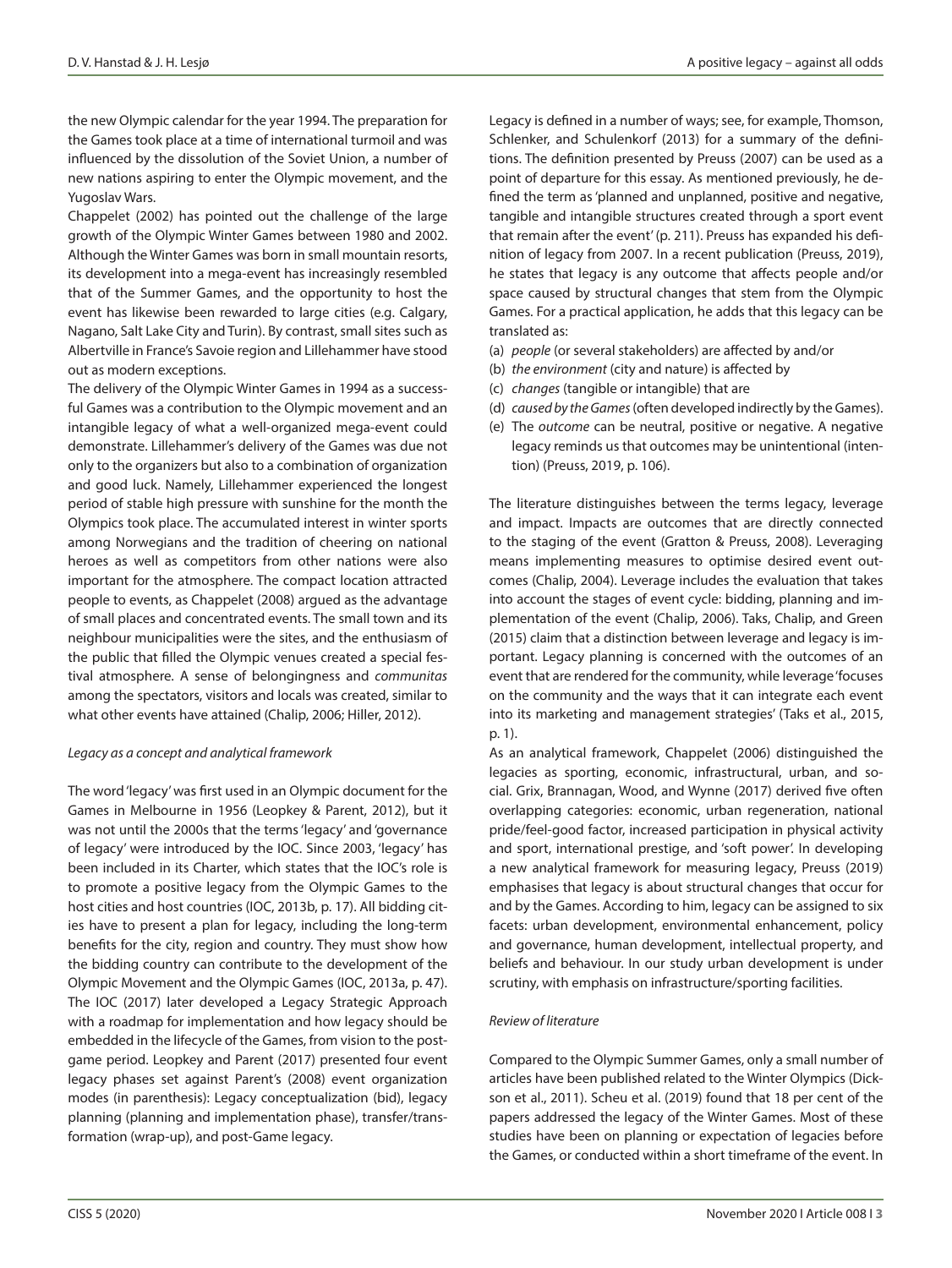the new Olympic calendar for the year 1994. The preparation for the Games took place at a time of international turmoil and was influenced by the dissolution of the Soviet Union, a number of new nations aspiring to enter the Olympic movement, and the Yugoslav Wars.

Chappelet (2002) has pointed out the challenge of the large growth of the Olympic Winter Games between 1980 and 2002. Although the Winter Games was born in small mountain resorts, its development into a mega-event has increasingly resembled that of the Summer Games, and the opportunity to host the event has likewise been rewarded to large cities (e.g. Calgary, Nagano, Salt Lake City and Turin). By contrast, small sites such as Albertville in France's Savoie region and Lillehammer have stood out as modern exceptions.

The delivery of the Olympic Winter Games in 1994 as a successful Games was a contribution to the Olympic movement and an intangible legacy of what a well-organized mega-event could demonstrate. Lillehammer's delivery of the Games was due not only to the organizers but also to a combination of organization and good luck. Namely, Lillehammer experienced the longest period of stable high pressure with sunshine for the month the Olympics took place. The accumulated interest in winter sports among Norwegians and the tradition of cheering on national heroes as well as competitors from other nations were also important for the atmosphere. The compact location attracted people to events, as Chappelet (2008) argued as the advantage of small places and concentrated events. The small town and its neighbour municipalities were the sites, and the enthusiasm of the public that filled the Olympic venues created a special festival atmosphere. A sense of belongingness and *communitas* among the spectators, visitors and locals was created, similar to what other events have attained (Chalip, 2006; Hiller, 2012).

### *Legacy as a concept and analytical framework*

The word 'legacy' was first used in an Olympic document for the Games in Melbourne in 1956 (Leopkey & Parent, 2012), but it was not until the 2000s that the terms 'legacy' and 'governance of legacy' were introduced by the IOC. Since 2003, 'legacy' has been included in its Charter, which states that the IOC's role is to promote a positive legacy from the Olympic Games to the host cities and host countries (IOC, 2013b, p. 17). All bidding cities have to present a plan for legacy, including the long-term benefits for the city, region and country. They must show how the bidding country can contribute to the development of the Olympic Movement and the Olympic Games (IOC, 2013a, p. 47). The IOC (2017) later developed a Legacy Strategic Approach with a roadmap for implementation and how legacy should be embedded in the lifecycle of the Games, from vision to the post-game period. Leopkey and Parent (2017) presented four event legacy phases set against Parent's (2008) event organization modes (in parenthesis): Legacy conceptualization (bid), legacy planning (planning and implementation phase), transfer/transformation (wrap-up), and post-Game legacy.

Legacy is defined in a number of ways; see, for example, Thomson, Schlenker, and Schulenkorf (2013) for a summary of the definitions. The definition presented by Preuss (2007) can be used as a point of departure for this essay. As mentioned previously, he defined the term as 'planned and unplanned, positive and negative, tangible and intangible structures created through a sport event that remain after the event' (p. 211). Preuss has expanded his definition of legacy from 2007. In a recent publication (Preuss, 2019), he states that legacy is any outcome that affects people and/or space caused by structural changes that stem from the Olympic Games. For a practical application, he adds that this legacy can be translated as:

(a) *people* (or several stakeholders) are affected by and/or
(b) *the environment* (city and nature) is affected by
(c) *changes* (tangible or intangible) that are
(d) *caused by the Games* (often developed indirectly by the Games).
(e) The *outcome* can be neutral, positive or negative. A negative legacy reminds us that outcomes may be unintentional (intention) (Preuss, 2019, p. 106).

The literature distinguishes between the terms legacy, leverage and impact. Impacts are outcomes that are directly connected to the staging of the event (Gratton & Preuss, 2008). Leveraging means implementing measures to optimise desired event outcomes (Chalip, 2004). Leverage includes the evaluation that takes into account the stages of event cycle: bidding, planning and implementation of the event (Chalip, 2006). Taks, Chalip, and Green (2015) claim that a distinction between leverage and legacy is important. Legacy planning is concerned with the outcomes of an event that are rendered for the community, while leverage 'focuses on the community and the ways that it can integrate each event into its marketing and management strategies' (Taks et al., 2015, p. 1).

As an analytical framework, Chappelet (2006) distinguished the legacies as sporting, economic, infrastructural, urban, and social. Grix, Brannagan, Wood, and Wynne (2017) derived five often overlapping categories: economic, urban regeneration, national pride/feel-good factor, increased participation in physical activity and sport, international prestige, and 'soft power'. In developing a new analytical framework for measuring legacy, Preuss (2019) emphasises that legacy is about structural changes that occur for and by the Games. According to him, legacy can be assigned to six facets: urban development, environmental enhancement, policy and governance, human development, intellectual property, and beliefs and behaviour. In our study urban development is under scrutiny, with emphasis on infrastructure/sporting facilities.

### *Review of literature*

Compared to the Olympic Summer Games, only a small number of articles have been published related to the Winter Olympics (Dickson et al., 2011). Scheu et al. (2019) found that 18 per cent of the papers addressed the legacy of the Winter Games. Most of these studies have been on planning or expectation of legacies before the Games, or conducted within a short timeframe of the event. In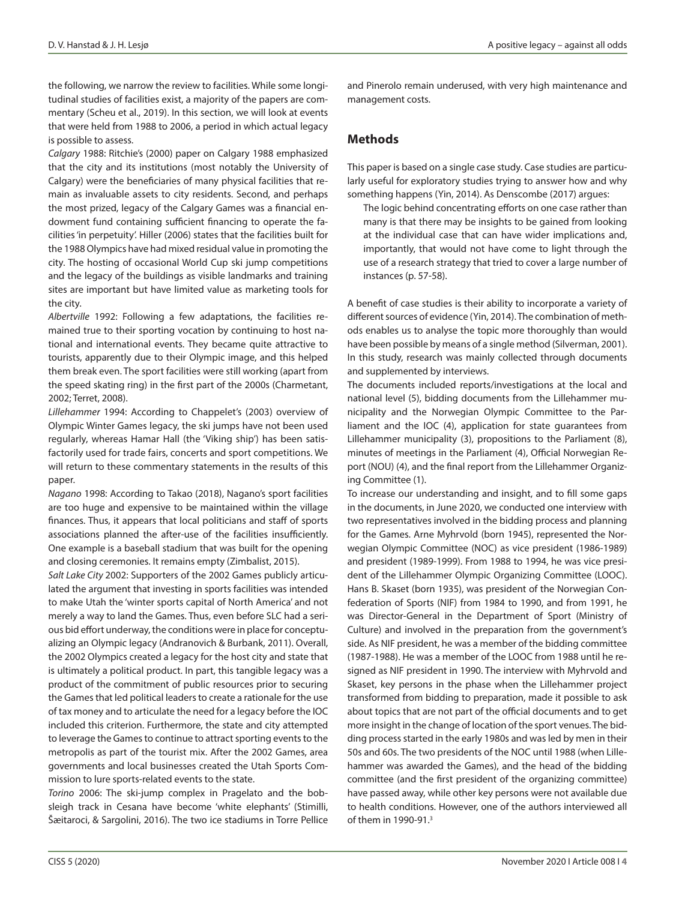the following, we narrow the review to facilities. While some longitudinal studies of facilities exist, a majority of the papers are commentary (Scheu et al., 2019). In this section, we will look at events that were held from 1988 to 2006, a period in which actual legacy is possible to assess.

*Calgary* 1988: Ritchie's (2000) paper on Calgary 1988 emphasized that the city and its institutions (most notably the University of Calgary) were the beneficiaries of many physical facilities that remain as invaluable assets to city residents. Second, and perhaps the most prized, legacy of the Calgary Games was a financial endowment fund containing sufficient financing to operate the facilities 'in perpetuity'. Hiller (2006) states that the facilities built for the 1988 Olympics have had mixed residual value in promoting the city. The hosting of occasional World Cup ski jump competitions and the legacy of the buildings as visible landmarks and training sites are important but have limited value as marketing tools for the city.

*Albertville* 1992: Following a few adaptations, the facilities remained true to their sporting vocation by continuing to host national and international events. They became quite attractive to tourists, apparently due to their Olympic image, and this helped them break even. The sport facilities were still working (apart from the speed skating ring) in the first part of the 2000s (Charmetant, 2002; Terret, 2008).

*Lillehammer* 1994: According to Chappelet's (2003) overview of Olympic Winter Games legacy, the ski jumps have not been used regularly, whereas Hamar Hall (the 'Viking ship') has been satisfactorily used for trade fairs, concerts and sport competitions. We will return to these commentary statements in the results of this paper.

*Nagano* 1998: According to Takao (2018), Nagano's sport facilities are too huge and expensive to be maintained within the village finances. Thus, it appears that local politicians and staff of sports associations planned the after-use of the facilities insufficiently. One example is a baseball stadium that was built for the opening and closing ceremonies. It remains empty (Zimbalist, 2015).

*Salt Lake City* 2002: Supporters of the 2002 Games publicly articulated the argument that investing in sports facilities was intended to make Utah the 'winter sports capital of North America' and not merely a way to land the Games. Thus, even before SLC had a serious bid effort underway, the conditions were in place for conceptualizing an Olympic legacy (Andranovich & Burbank, 2011). Overall, the 2002 Olympics created a legacy for the host city and state that is ultimately a political product. In part, this tangible legacy was a product of the commitment of public resources prior to securing the Games that led political leaders to create a rationale for the use of tax money and to articulate the need for a legacy before the IOC included this criterion. Furthermore, the state and city attempted to leverage the Games to continue to attract sporting events to the metropolis as part of the tourist mix. After the 2002 Games, area governments and local businesses created the Utah Sports Commission to lure sports-related events to the state.

*Torino* 2006: The ski-jump complex in Pragelato and the bobsleigh track in Cesana have become 'white elephants' (Stimilli, Šæitaroci, & Sargolini, 2016). The two ice stadiums in Torre Pellice and Pinerolo remain underused, with very high maintenance and management costs.

## Methods

This paper is based on a single case study. Case studies are particularly useful for exploratory studies trying to answer how and why something happens (Yin, 2014). As Denscombe (2017) argues:

> The logic behind concentrating efforts on one case rather than many is that there may be insights to be gained from looking at the individual case that can have wider implications and, importantly, that would not have come to light through the use of a research strategy that tried to cover a large number of instances (p. 57-58).

A benefit of case studies is their ability to incorporate a variety of different sources of evidence (Yin, 2014). The combination of methods enables us to analyse the topic more thoroughly than would have been possible by means of a single method (Silverman, 2001). In this study, research was mainly collected through documents and supplemented by interviews.

The documents included reports/investigations at the local and national level (5), bidding documents from the Lillehammer municipality and the Norwegian Olympic Committee to the Parliament and the IOC (4), application for state guarantees from Lillehammer municipality (3), propositions to the Parliament (8), minutes of meetings in the Parliament (4), Official Norwegian Report (NOU) (4), and the final report from the Lillehammer Organizing Committee (1).

To increase our understanding and insight, and to fill some gaps in the documents, in June 2020, we conducted one interview with two representatives involved in the bidding process and planning for the Games. Arne Myhrvold (born 1945), represented the Norwegian Olympic Committee (NOC) as vice president (1986-1989) and president (1989-1999). From 1988 to 1994, he was vice president of the Lillehammer Olympic Organizing Committee (LOOC). Hans B. Skaset (born 1935), was president of the Norwegian Confederation of Sports (NIF) from 1984 to 1990, and from 1991, he was Director-General in the Department of Sport (Ministry of Culture) and involved in the preparation from the government's side. As NIF president, he was a member of the bidding committee (1987-1988). He was a member of the LOOC from 1988 until he resigned as NIF president in 1990. The interview with Myhrvold and Skaset, key persons in the phase when the Lillehammer project transformed from bidding to preparation, made it possible to ask about topics that are not part of the official documents and to get more insight in the change of location of the sport venues. The bidding process started in the early 1980s and was led by men in their 50s and 60s. The two presidents of the NOC until 1988 (when Lillehammer was awarded the Games), and the head of the bidding committee (and the first president of the organizing committee) have passed away, while other key persons were not available due to health conditions. However, one of the authors interviewed all of them in 1990-91.[3]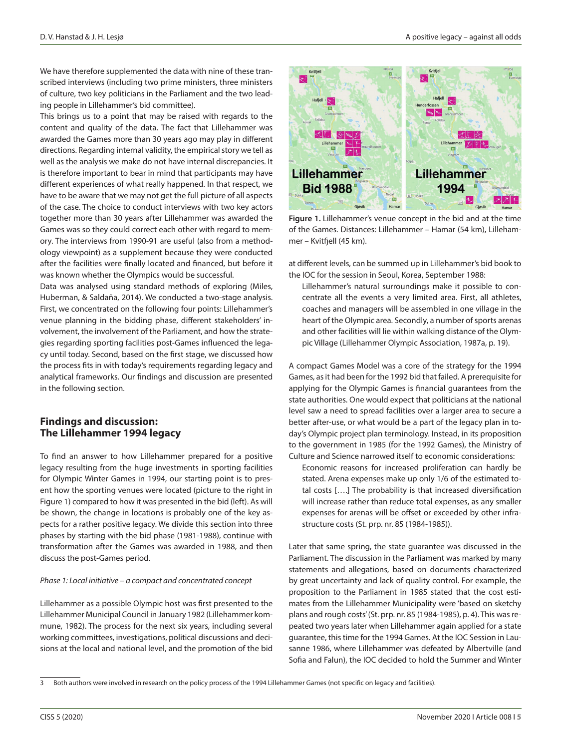We have therefore supplemented the data with nine of these transcribed interviews (including two prime ministers, three ministers of culture, two key politicians in the Parliament and the two leading people in Lillehammer's bid committee).

This brings us to a point that may be raised with regards to the content and quality of the data. The fact that Lillehammer was awarded the Games more than 30 years ago may play in different directions. Regarding internal validity, the empirical story we tell as well as the analysis we make do not have internal discrepancies. It is therefore important to bear in mind that participants may have different experiences of what really happened. In that respect, we have to be aware that we may not get the full picture of all aspects of the case. The choice to conduct interviews with two key actors together more than 30 years after Lillehammer was awarded the Games was so they could correct each other with regard to memory. The interviews from 1990-91 are useful (also from a methodology viewpoint) as a supplement because they were conducted after the facilities were finally located and financed, but before it was known whether the Olympics would be successful.

Data was analysed using standard methods of exploring (Miles, Huberman, & Saldaña, 2014). We conducted a two-stage analysis. First, we concentrated on the following four points: Lillehammer's venue planning in the bidding phase, different stakeholders' involvement, the involvement of the Parliament, and how the strategies regarding sporting facilities post-Games influenced the legacy until today. Second, based on the first stage, we discussed how the process fits in with today's requirements regarding legacy and analytical frameworks. Our findings and discussion are presented in the following section.

## Findings and discussion: The Lillehammer 1994 legacy

To find an answer to how Lillehammer prepared for a positive legacy resulting from the huge investments in sporting facilities for Olympic Winter Games in 1994, our starting point is to present how the sporting venues were located (picture to the right in Figure 1) compared to how it was presented in the bid (left). As will be shown, the change in locations is probably one of the key aspects for a rather positive legacy. We divide this section into three phases by starting with the bid phase (1981-1988), continue with transformation after the Games was awarded in 1988, and then discuss the post-Games period.

*Phase 1: Local initiative – a compact and concentrated concept*

Lillehammer as a possible Olympic host was first presented to the Lillehammer Municipal Council in January 1982 (Lillehammer kommune, 1982). The process for the next six years, including several working committees, investigations, political discussions and decisions at the local and national level, and the promotion of the bid at different levels, can be summed up in Lillehammer's bid book to the IOC for the session in Seoul, Korea, September 1988:

> Lillehammer's natural surroundings make it possible to concentrate all the events a very limited area. First, all athletes, coaches and managers will be assembled in one village in the heart of the Olympic area. Secondly, a number of sports arenas and other facilities will lie within walking distance of the Olympic Village (Lillehammer Olympic Association, 1987a, p. 19).

**Figure 1.** Lillehammer's venue concept in the bid and at the time of the Games. Distances: Lillehammer – Hamar (54 km), Lillehammer – Kvitfjell (45 km).

A compact Games Model was a core of the strategy for the 1994 Games, as it had been for the 1992 bid that failed. A prerequisite for applying for the Olympic Games is financial guarantees from the state authorities. One would expect that politicians at the national level saw a need to spread facilities over a larger area to secure a better after-use, or what would be a part of the legacy plan in today's Olympic project plan terminology. Instead, in its proposition to the government in 1985 (for the 1992 Games), the Ministry of Culture and Science narrowed itself to economic considerations:

> Economic reasons for increased proliferation can hardly be stated. Arena expenses make up only 1/6 of the estimated total costs [….] The probability is that increased diversification will increase rather than reduce total expenses, as any smaller expenses for arenas will be offset or exceeded by other infrastructure costs (St. prp. nr. 85 (1984-1985)).

Later that same spring, the state guarantee was discussed in the Parliament. The discussion in the Parliament was marked by many statements and allegations, based on documents characterized by great uncertainty and lack of quality control. For example, the proposition to the Parliament in 1985 stated that the cost estimates from the Lillehammer Municipality were 'based on sketchy plans and rough costs' (St. prp. nr. 85 (1984-1985), p. 4). This was repeated two years later when Lillehammer again applied for a state guarantee, this time for the 1994 Games. At the IOC Session in Lausanne 1986, where Lillehammer was defeated by Albertville (and Sofia and Falun), the IOC decided to hold the Summer and Winter

3 Both authors were involved in research on the policy process of the 1994 Lillehammer Games (not specific on legacy and facilities).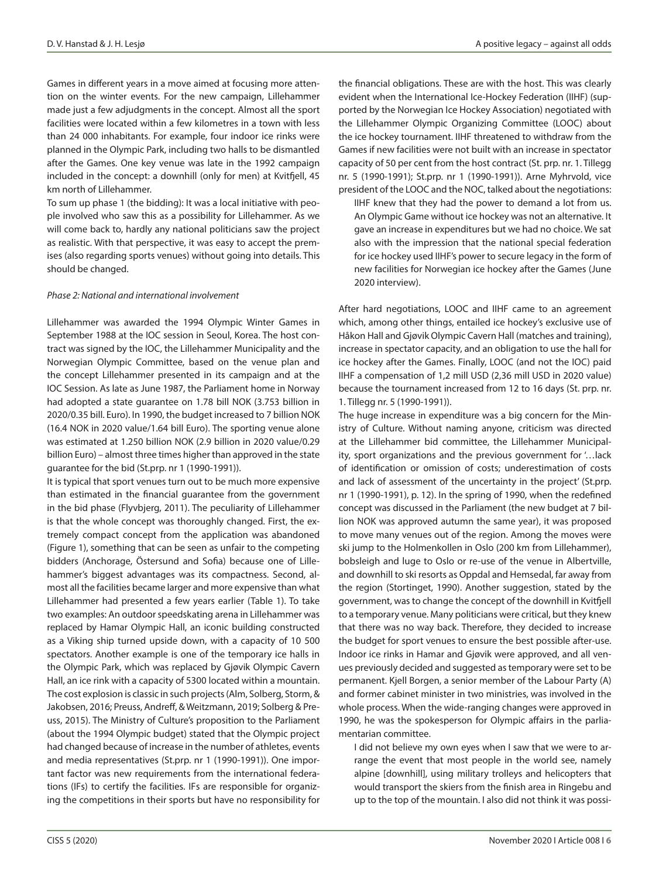Games in different years in a move aimed at focusing more attention on the winter events. For the new campaign, Lillehammer made just a few adjudgments in the concept. Almost all the sport facilities were located within a few kilometres in a town with less than 24 000 inhabitants. For example, four indoor ice rinks were planned in the Olympic Park, including two halls to be dismantled after the Games. One key venue was late in the 1992 campaign included in the concept: a downhill (only for men) at Kvitfjell, 45 km north of Lillehammer.

To sum up phase 1 (the bidding): It was a local initiative with people involved who saw this as a possibility for Lillehammer. As we will come back to, hardly any national politicians saw the project as realistic. With that perspective, it was easy to accept the premises (also regarding sports venues) without going into details. This should be changed.

*Phase 2: National and international involvement*

Lillehammer was awarded the 1994 Olympic Winter Games in September 1988 at the IOC session in Seoul, Korea. The host contract was signed by the IOC, the Lillehammer Municipality and the Norwegian Olympic Committee, based on the venue plan and the concept Lillehammer presented in its campaign and at the IOC Session. As late as June 1987, the Parliament home in Norway had adopted a state guarantee on 1.78 bill NOK (3.753 billion in 2020/0.35 bill. Euro). In 1990, the budget increased to 7 billion NOK (16.4 NOK in 2020 value/1.64 bill Euro). The sporting venue alone was estimated at 1.250 billion NOK (2.9 billion in 2020 value/0.29 billion Euro) – almost three times higher than approved in the state guarantee for the bid (St.prp. nr 1 (1990-1991)).

It is typical that sport venues turn out to be much more expensive than estimated in the financial guarantee from the government in the bid phase (Flyvbjerg, 2011). The peculiarity of Lillehammer is that the whole concept was thoroughly changed. First, the extremely compact concept from the application was abandoned (Figure 1), something that can be seen as unfair to the competing bidders (Anchorage, Östersund and Sofia) because one of Lillehammer's biggest advantages was its compactness. Second, almost all the facilities became larger and more expensive than what Lillehammer had presented a few years earlier (Table 1). To take two examples: An outdoor speedskating arena in Lillehammer was replaced by Hamar Olympic Hall, an iconic building constructed as a Viking ship turned upside down, with a capacity of 10 500 spectators. Another example is one of the temporary ice halls in the Olympic Park, which was replaced by Gjøvik Olympic Cavern Hall, an ice rink with a capacity of 5300 located within a mountain. The cost explosion is classic in such projects (Alm, Solberg, Storm, & Jakobsen, 2016; Preuss, Andreff, & Weitzmann, 2019; Solberg & Preuss, 2015). The Ministry of Culture's proposition to the Parliament (about the 1994 Olympic budget) stated that the Olympic project had changed because of increase in the number of athletes, events and media representatives (St.prp. nr 1 (1990-1991)). One important factor was new requirements from the international federations (IFs) to certify the facilities. IFs are responsible for organizing the competitions in their sports but have no responsibility for the financial obligations. These are with the host. This was clearly evident when the International Ice-Hockey Federation (IIHF) (supported by the Norwegian Ice Hockey Association) negotiated with the Lillehammer Olympic Organizing Committee (LOOC) about the ice hockey tournament. IIHF threatened to withdraw from the Games if new facilities were not built with an increase in spectator capacity of 50 per cent from the host contract (St. prp. nr. 1. Tillegg nr. 5 (1990-1991); St.prp. nr 1 (1990-1991)). Arne Myhrvold, vice president of the LOOC and the NOC, talked about the negotiations:

> IIHF knew that they had the power to demand a lot from us. An Olympic Game without ice hockey was not an alternative. It gave an increase in expenditures but we had no choice. We sat also with the impression that the national special federation for ice hockey used IIHF's power to secure legacy in the form of new facilities for Norwegian ice hockey after the Games (June 2020 interview).

After hard negotiations, LOOC and IIHF came to an agreement which, among other things, entailed ice hockey's exclusive use of Håkon Hall and Gjøvik Olympic Cavern Hall (matches and training), increase in spectator capacity, and an obligation to use the hall for ice hockey after the Games. Finally, LOOC (and not the IOC) paid IIHF a compensation of 1,2 mill USD (2,36 mill USD in 2020 value) because the tournament increased from 12 to 16 days (St. prp. nr. 1. Tillegg nr. 5 (1990-1991)).

The huge increase in expenditure was a big concern for the Ministry of Culture. Without naming anyone, criticism was directed at the Lillehammer bid committee, the Lillehammer Municipality, sport organizations and the previous government for '…lack of identification or omission of costs; underestimation of costs and lack of assessment of the uncertainty in the project' (St.prp. nr 1 (1990-1991), p. 12). In the spring of 1990, when the redefined concept was discussed in the Parliament (the new budget at 7 billion NOK was approved autumn the same year), it was proposed to move many venues out of the region. Among the moves were ski jump to the Holmenkollen in Oslo (200 km from Lillehammer), bobsleigh and luge to Oslo or re-use of the venue in Albertville, and downhill to ski resorts as Oppdal and Hemsedal, far away from the region (Stortinget, 1990). Another suggestion, stated by the government, was to change the concept of the downhill in Kvitfjell to a temporary venue. Many politicians were critical, but they knew that there was no way back. Therefore, they decided to increase the budget for sport venues to ensure the best possible after-use. Indoor ice rinks in Hamar and Gjøvik were approved, and all venues previously decided and suggested as temporary were set to be permanent. Kjell Borgen, a senior member of the Labour Party (A) and former cabinet minister in two ministries, was involved in the whole process. When the wide-ranging changes were approved in 1990, he was the spokesperson for Olympic affairs in the parliamentarian committee.

> I did not believe my own eyes when I saw that we were to arrange the event that most people in the world see, namely alpine [downhill], using military trolleys and helicopters that would transport the skiers from the finish area in Ringebu and up to the top of the mountain. I also did not think it was possi-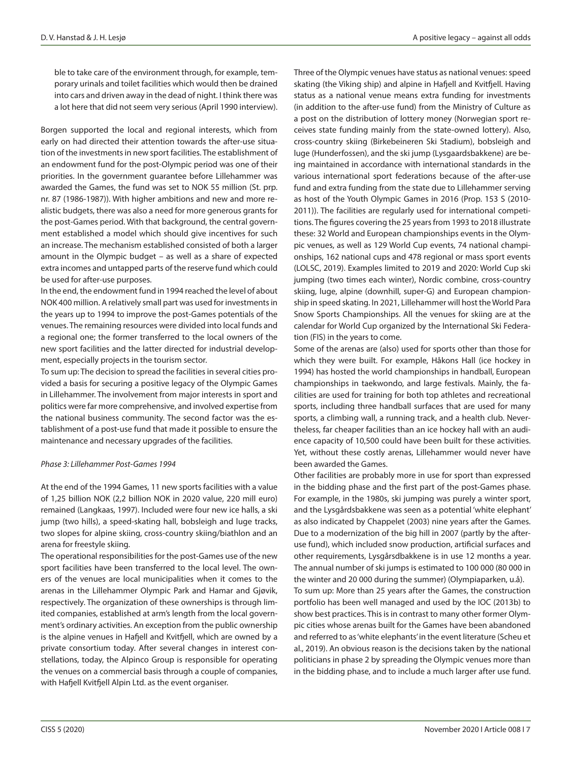ble to take care of the environment through, for example, temporary urinals and toilet facilities which would then be drained into cars and driven away in the dead of night. I think there was a lot here that did not seem very serious (April 1990 interview).

Borgen supported the local and regional interests, which from early on had directed their attention towards the after-use situation of the investments in new sport facilities. The establishment of an endowment fund for the post-Olympic period was one of their priorities. In the government guarantee before Lillehammer was awarded the Games, the fund was set to NOK 55 million (St. prp. nr. 87 (1986-1987)). With higher ambitions and new and more realistic budgets, there was also a need for more generous grants for the post-Games period. With that background, the central government established a model which should give incentives for such an increase. The mechanism established consisted of both a larger amount in the Olympic budget – as well as a share of expected extra incomes and untapped parts of the reserve fund which could be used for after-use purposes.

In the end, the endowment fund in 1994 reached the level of about NOK 400 million. A relatively small part was used for investments in the years up to 1994 to improve the post-Games potentials of the venues. The remaining resources were divided into local funds and a regional one; the former transferred to the local owners of the new sport facilities and the latter directed for industrial development, especially projects in the tourism sector.

To sum up: The decision to spread the facilities in several cities provided a basis for securing a positive legacy of the Olympic Games in Lillehammer. The involvement from major interests in sport and politics were far more comprehensive, and involved expertise from the national business community. The second factor was the establishment of a post-use fund that made it possible to ensure the maintenance and necessary upgrades of the facilities.

*Phase 3: Lillehammer Post-Games 1994*

At the end of the 1994 Games, 11 new sports facilities with a value of 1,25 billion NOK (2,2 billion NOK in 2020 value, 220 mill euro) remained (Langkaas, 1997). Included were four new ice halls, a ski jump (two hills), a speed-skating hall, bobsleigh and luge tracks, two slopes for alpine skiing, cross-country skiing/biathlon and an arena for freestyle skiing.

The operational responsibilities for the post-Games use of the new sport facilities have been transferred to the local level. The owners of the venues are local municipalities when it comes to the arenas in the Lillehammer Olympic Park and Hamar and Gjøvik, respectively. The organization of these ownerships is through limited companies, established at arm's length from the local government's ordinary activities. An exception from the public ownership is the alpine venues in Hafjell and Kvitfjell, which are owned by a private consortium today. After several changes in interest constellations, today, the Alpinco Group is responsible for operating the venues on a commercial basis through a couple of companies, with Hafjell Kvitfjell Alpin Ltd. as the event organiser.

Three of the Olympic venues have status as national venues: speed skating (the Viking ship) and alpine in Hafjell and Kvitfjell. Having status as a national venue means extra funding for investments (in addition to the after-use fund) from the Ministry of Culture as a post on the distribution of lottery money (Norwegian sport receives state funding mainly from the state-owned lottery). Also, cross-country skiing (Birkebeineren Ski Stadium), bobsleigh and luge (Hunderfossen), and the ski jump (Lysgaardsbakkene) are being maintained in accordance with international standards in the various international sport federations because of the after-use fund and extra funding from the state due to Lillehammer serving as host of the Youth Olympic Games in 2016 (Prop. 153 S (2010-2011)). The facilities are regularly used for international competitions. The figures covering the 25 years from 1993 to 2018 illustrate these: 32 World and European championships events in the Olympic venues, as well as 129 World Cup events, 74 national championships, 162 national cups and 478 regional or mass sport events (LOLSC, 2019). Examples limited to 2019 and 2020: World Cup ski jumping (two times each winter), Nordic combine, cross-country skiing, luge, alpine (downhill, super-G) and European championship in speed skating. In 2021, Lillehammer will host the World Para Snow Sports Championships. All the venues for skiing are at the calendar for World Cup organized by the International Ski Federation (FIS) in the years to come.

Some of the arenas are (also) used for sports other than those for which they were built. For example, Håkons Hall (ice hockey in 1994) has hosted the world championships in handball, European championships in taekwondo, and large festivals. Mainly, the facilities are used for training for both top athletes and recreational sports, including three handball surfaces that are used for many sports, a climbing wall, a running track, and a health club. Nevertheless, far cheaper facilities than an ice hockey hall with an audience capacity of 10,500 could have been built for these activities. Yet, without these costly arenas, Lillehammer would never have been awarded the Games.

Other facilities are probably more in use for sport than expressed in the bidding phase and the first part of the post-Games phase. For example, in the 1980s, ski jumping was purely a winter sport, and the Lysgårdsbakkene was seen as a potential 'white elephant' as also indicated by Chappelet (2003) nine years after the Games. Due to a modernization of the big hill in 2007 (partly by the after-use fund), which included snow production, artificial surfaces and other requirements, Lysgårdsbakkene is in use 12 months a year. The annual number of ski jumps is estimated to 100 000 (80 000 in the winter and 20 000 during the summer) (Olympiaparken, u.å).

To sum up: More than 25 years after the Games, the construction portfolio has been well managed and used by the IOC (2013b) to show best practices. This is in contrast to many other former Olympic cities whose arenas built for the Games have been abandoned and referred to as 'white elephants' in the event literature (Scheu et al., 2019). An obvious reason is the decisions taken by the national politicians in phase 2 by spreading the Olympic venues more than in the bidding phase, and to include a much larger after use fund.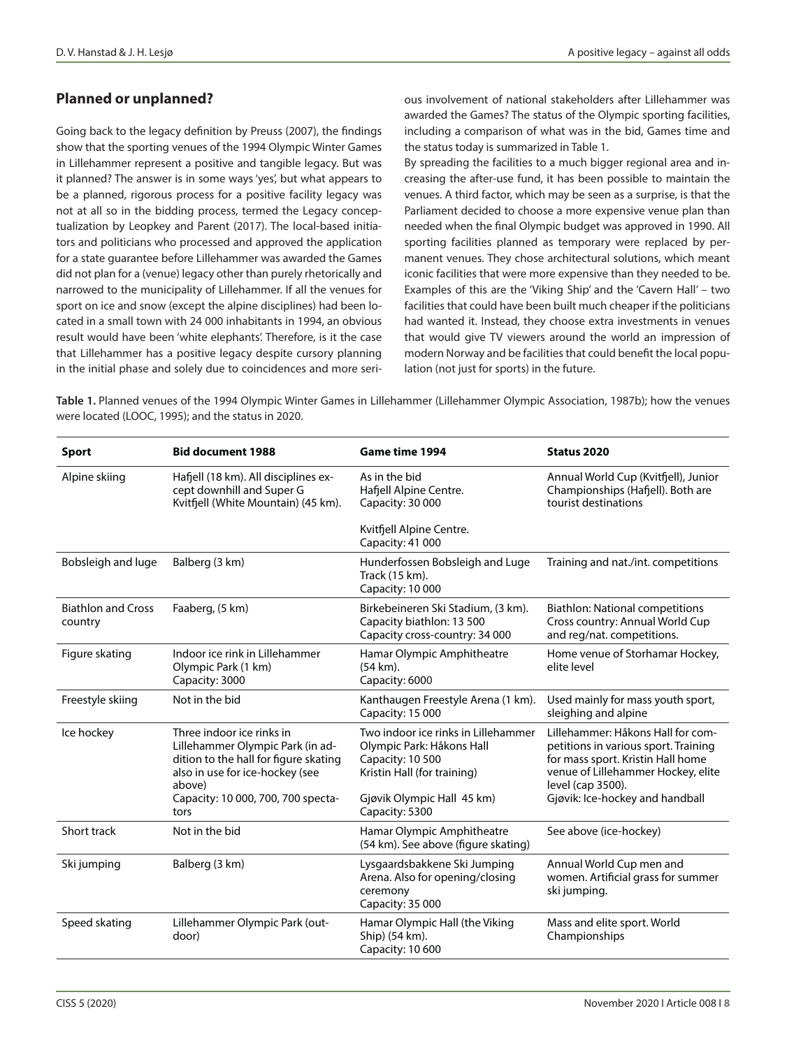## Planned or unplanned?

Going back to the legacy definition by Preuss (2007), the findings show that the sporting venues of the 1994 Olympic Winter Games in Lillehammer represent a positive and tangible legacy. But was it planned? The answer is in some ways 'yes', but what appears to be a planned, rigorous process for a positive facility legacy was not at all so in the bidding process, termed the Legacy conceptualization by Leopkey and Parent (2017). The local-based initiators and politicians who processed and approved the application for a state guarantee before Lillehammer was awarded the Games did not plan for a (venue) legacy other than purely rhetorically and narrowed to the municipality of Lillehammer. If all the venues for sport on ice and snow (except the alpine disciplines) had been located in a small town with 24 000 inhabitants in 1994, an obvious result would have been 'white elephants'. Therefore, is it the case that Lillehammer has a positive legacy despite cursory planning in the initial phase and solely due to coincidences and more serious involvement of national stakeholders after Lillehammer was awarded the Games? The status of the Olympic sporting facilities, including a comparison of what was in the bid, Games time and the status today is summarized in Table 1.

By spreading the facilities to a much bigger regional area and increasing the after-use fund, it has been possible to maintain the venues. A third factor, which may be seen as a surprise, is that the Parliament decided to choose a more expensive venue plan than needed when the final Olympic budget was approved in 1990. All sporting facilities planned as temporary were replaced by permanent venues. They chose architectural solutions, which meant iconic facilities that were more expensive than they needed to be. Examples of this are the 'Viking Ship' and the 'Cavern Hall' – two facilities that could have been built much cheaper if the politicians had wanted it. Instead, they choose extra investments in venues that would give TV viewers around the world an impression of modern Norway and be facilities that could benefit the local population (not just for sports) in the future.

**Table 1.** Planned venues of the 1994 Olympic Winter Games in Lillehammer (Lillehammer Olympic Association, 1987b); how the venues were located (LOOC, 1995); and the status in 2020.

| Sport | Bid document 1988 | Game time 1994 | Status 2020 |
|---|---|---|---|
| Alpine skiing | Hafjell (18 km). All disciplines except downhill and Super G Kvitfjell (White Mountain) (45 km). | As in the bid Hafjell Alpine Centre. Capacity: 30 000<br><br>Kvitfjell Alpine Centre. Capacity: 41 000 | Annual World Cup (Kvitfjell), Junior Championships (Hafjell). Both are tourist destinations |
| Bobsleigh and luge | Balberg (3 km) | Hunderfossen Bobsleigh and Luge Track (15 km). Capacity: 10 000 | Training and nat./int. competitions |
| Biathlon and Cross country | Faaberg, (5 km) | Birkebeineren Ski Stadium, (3 km). Capacity biathlon: 13 500 Capacity cross-country: 34 000 | Biathlon: National competitions Cross country: Annual World Cup and reg/nat. competitions. |
| Figure skating | Indoor ice rink in Lillehammer Olympic Park (1 km) Capacity: 3000 | Hamar Olympic Amphitheatre (54 km). Capacity: 6000 | Home venue of Storhamar Hockey, elite level |
| Freestyle skiing | Not in the bid | Kanthaugen Freestyle Arena (1 km). Capacity: 15 000 | Used mainly for mass youth sport, sleighing and alpine |
| Ice hockey | Three indoor ice rinks in Lillehammer Olympic Park (in addition to the hall for figure skating also in use for ice-hockey (see above) Capacity: 10 000, 700, 700 spectators | Two indoor ice rinks in Lillehammer Olympic Park: Håkons Hall Capacity: 10 500 Kristin Hall (for training)<br><br>Gjøvik Olympic Hall 45 km) Capacity: 5300 | Lillehammer: Håkons Hall for competitions in various sport. Training for mass sport. Kristin Hall home venue of Lillehammer Hockey, elite level (cap 3500). Gjøvik: Ice-hockey and handball |
| Short track | Not in the bid | Hamar Olympic Amphitheatre (54 km). See above (figure skating) | See above (ice-hockey) |
| Ski jumping | Balberg (3 km) | Lysgaardsbakkene Ski Jumping Arena. Also for opening/closing ceremony Capacity: 35 000 | Annual World Cup men and women. Artificial grass for summer ski jumping. |
| Speed skating | Lillehammer Olympic Park (outdoor) | Hamar Olympic Hall (the Viking Ship) (54 km). Capacity: 10 600 | Mass and elite sport. World Championships |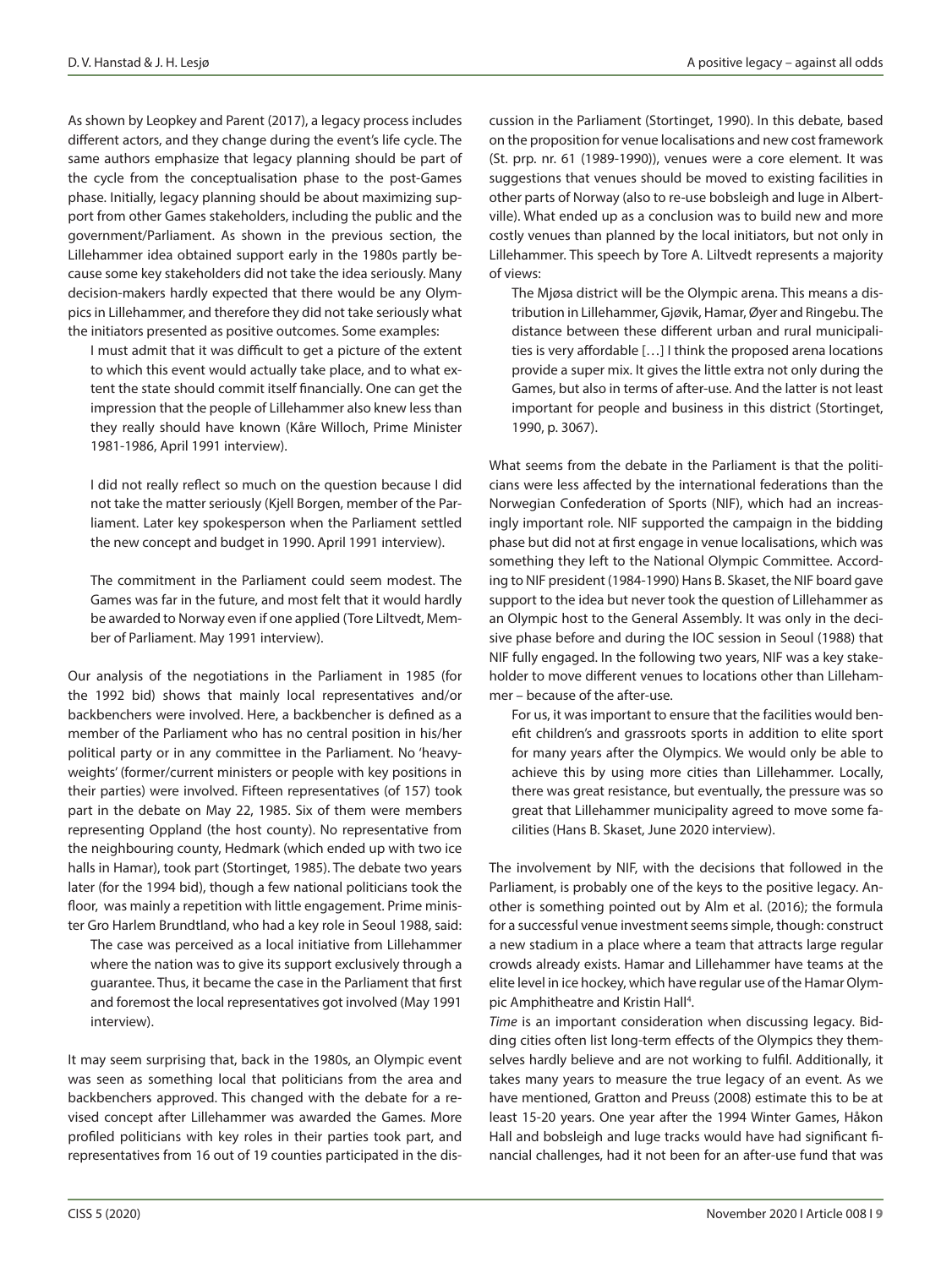As shown by Leopkey and Parent (2017), a legacy process includes different actors, and they change during the event's life cycle. The same authors emphasize that legacy planning should be part of the cycle from the conceptualisation phase to the post-Games phase. Initially, legacy planning should be about maximizing support from other Games stakeholders, including the public and the government/Parliament. As shown in the previous section, the Lillehammer idea obtained support early in the 1980s partly because some key stakeholders did not take the idea seriously. Many decision-makers hardly expected that there would be any Olympics in Lillehammer, and therefore they did not take seriously what the initiators presented as positive outcomes. Some examples:

> I must admit that it was difficult to get a picture of the extent to which this event would actually take place, and to what extent the state should commit itself financially. One can get the impression that the people of Lillehammer also knew less than they really should have known (Kåre Willoch, Prime Minister 1981-1986, April 1991 interview).

> I did not really reflect so much on the question because I did not take the matter seriously (Kjell Borgen, member of the Parliament. Later key spokesperson when the Parliament settled the new concept and budget in 1990. April 1991 interview).

> The commitment in the Parliament could seem modest. The Games was far in the future, and most felt that it would hardly be awarded to Norway even if one applied (Tore Liltvedt, Member of Parliament. May 1991 interview).

Our analysis of the negotiations in the Parliament in 1985 (for the 1992 bid) shows that mainly local representatives and/or backbenchers were involved. Here, a backbencher is defined as a member of the Parliament who has no central position in his/her political party or in any committee in the Parliament. No 'heavyweights' (former/current ministers or people with key positions in their parties) were involved. Fifteen representatives (of 157) took part in the debate on May 22, 1985. Six of them were members representing Oppland (the host county). No representative from the neighbouring county, Hedmark (which ended up with two ice halls in Hamar), took part (Stortinget, 1985). The debate two years later (for the 1994 bid), though a few national politicians took the floor, was mainly a repetition with little engagement. Prime minister Gro Harlem Brundtland, who had a key role in Seoul 1988, said:

> The case was perceived as a local initiative from Lillehammer where the nation was to give its support exclusively through a guarantee. Thus, it became the case in the Parliament that first and foremost the local representatives got involved (May 1991 interview).

It may seem surprising that, back in the 1980s, an Olympic event was seen as something local that politicians from the area and backbenchers approved. This changed with the debate for a revised concept after Lillehammer was awarded the Games. More profiled politicians with key roles in their parties took part, and representatives from 16 out of 19 counties participated in the discussion in the Parliament (Stortinget, 1990). In this debate, based on the proposition for venue localisations and new cost framework (St. prp. nr. 61 (1989-1990)), venues were a core element. It was suggestions that venues should be moved to existing facilities in other parts of Norway (also to re-use bobsleigh and luge in Albertville). What ended up as a conclusion was to build new and more costly venues than planned by the local initiators, but not only in Lillehammer. This speech by Tore A. Liltvedt represents a majority of views:

> The Mjøsa district will be the Olympic arena. This means a distribution in Lillehammer, Gjøvik, Hamar, Øyer and Ringebu. The distance between these different urban and rural municipalities is very affordable […] I think the proposed arena locations provide a super mix. It gives the little extra not only during the Games, but also in terms of after-use. And the latter is not least important for people and business in this district (Stortinget, 1990, p. 3067).

What seems from the debate in the Parliament is that the politicians were less affected by the international federations than the Norwegian Confederation of Sports (NIF), which had an increasingly important role. NIF supported the campaign in the bidding phase but did not at first engage in venue localisations, which was something they left to the National Olympic Committee. According to NIF president (1984-1990) Hans B. Skaset, the NIF board gave support to the idea but never took the question of Lillehammer as an Olympic host to the General Assembly. It was only in the decisive phase before and during the IOC session in Seoul (1988) that NIF fully engaged. In the following two years, NIF was a key stakeholder to move different venues to locations other than Lillehammer – because of the after-use.

> For us, it was important to ensure that the facilities would benefit children's and grassroots sports in addition to elite sport for many years after the Olympics. We would only be able to achieve this by using more cities than Lillehammer. Locally, there was great resistance, but eventually, the pressure was so great that Lillehammer municipality agreed to move some facilities (Hans B. Skaset, June 2020 interview).

The involvement by NIF, with the decisions that followed in the Parliament, is probably one of the keys to the positive legacy. Another is something pointed out by Alm et al. (2016); the formula for a successful venue investment seems simple, though: construct a new stadium in a place where a team that attracts large regular crowds already exists. Hamar and Lillehammer have teams at the elite level in ice hockey, which have regular use of the Hamar Olympic Amphitheatre and Kristin Hall[4].

*Time* is an important consideration when discussing legacy. Bidding cities often list long-term effects of the Olympics they themselves hardly believe and are not working to fulfil. Additionally, it takes many years to measure the true legacy of an event. As we have mentioned, Gratton and Preuss (2008) estimate this to be at least 15-20 years. One year after the 1994 Winter Games, Håkon Hall and bobsleigh and luge tracks would have had significant financial challenges, had it not been for an after-use fund that was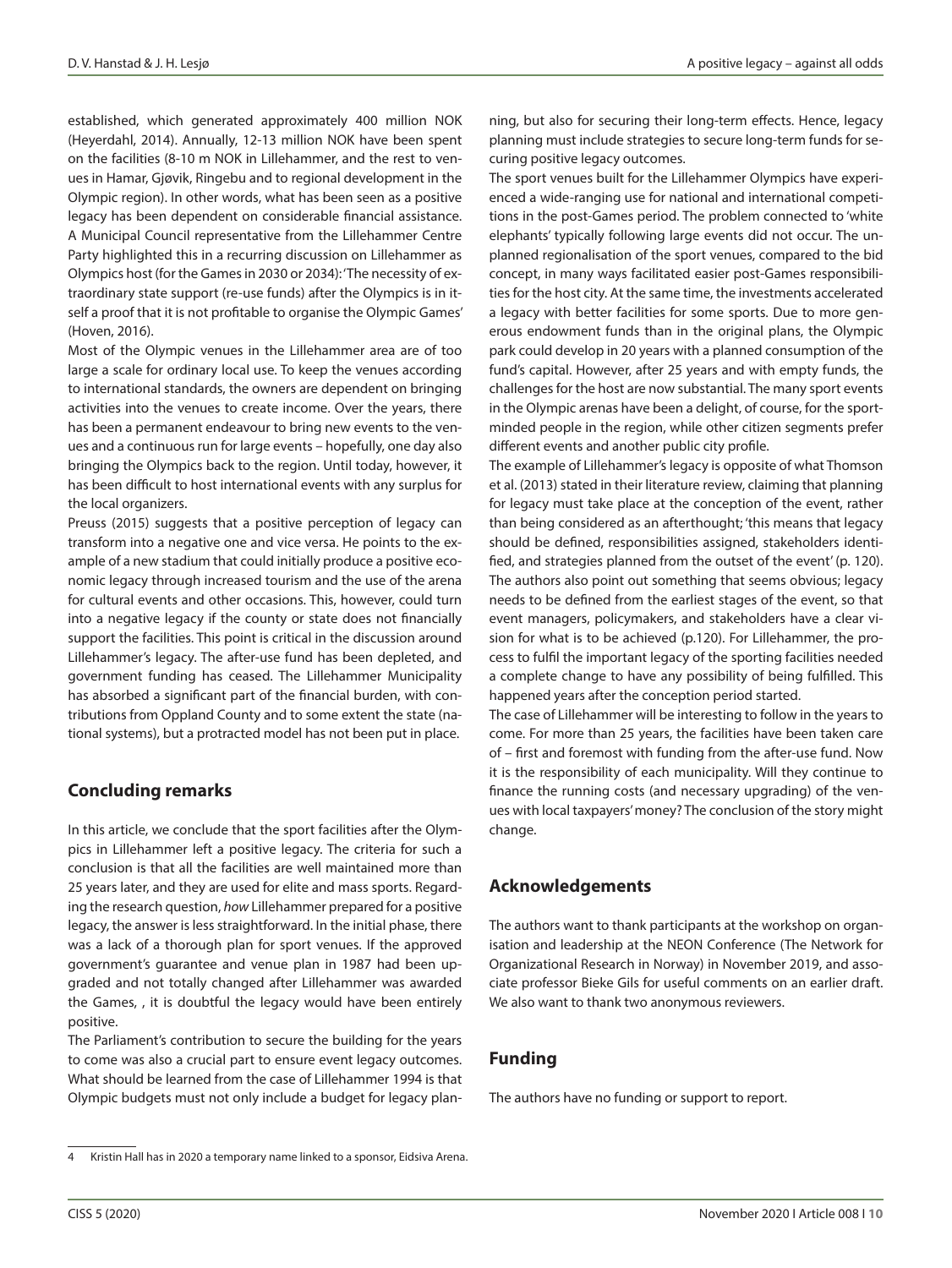established, which generated approximately 400 million NOK (Heyerdahl, 2014). Annually, 12-13 million NOK have been spent on the facilities (8-10 m NOK in Lillehammer, and the rest to venues in Hamar, Gjøvik, Ringebu and to regional development in the Olympic region). In other words, what has been seen as a positive legacy has been dependent on considerable financial assistance. A Municipal Council representative from the Lillehammer Centre Party highlighted this in a recurring discussion on Lillehammer as Olympics host (for the Games in 2030 or 2034): 'The necessity of extraordinary state support (re-use funds) after the Olympics is in itself a proof that it is not profitable to organise the Olympic Games' (Hoven, 2016).

Most of the Olympic venues in the Lillehammer area are of too large a scale for ordinary local use. To keep the venues according to international standards, the owners are dependent on bringing activities into the venues to create income. Over the years, there has been a permanent endeavour to bring new events to the venues and a continuous run for large events – hopefully, one day also bringing the Olympics back to the region. Until today, however, it has been difficult to host international events with any surplus for the local organizers.

Preuss (2015) suggests that a positive perception of legacy can transform into a negative one and vice versa. He points to the example of a new stadium that could initially produce a positive economic legacy through increased tourism and the use of the arena for cultural events and other occasions. This, however, could turn into a negative legacy if the county or state does not financially support the facilities. This point is critical in the discussion around Lillehammer's legacy. The after-use fund has been depleted, and government funding has ceased. The Lillehammer Municipality has absorbed a significant part of the financial burden, with contributions from Oppland County and to some extent the state (national systems), but a protracted model has not been put in place.

## Concluding remarks

In this article, we conclude that the sport facilities after the Olympics in Lillehammer left a positive legacy. The criteria for such a conclusion is that all the facilities are well maintained more than 25 years later, and they are used for elite and mass sports. Regarding the research question, *how* Lillehammer prepared for a positive legacy, the answer is less straightforward. In the initial phase, there was a lack of a thorough plan for sport venues. If the approved government's guarantee and venue plan in 1987 had been upgraded and not totally changed after Lillehammer was awarded the Games, , it is doubtful the legacy would have been entirely positive.

The Parliament's contribution to secure the building for the years to come was also a crucial part to ensure event legacy outcomes. What should be learned from the case of Lillehammer 1994 is that Olympic budgets must not only include a budget for legacy planning, but also for securing their long-term effects. Hence, legacy planning must include strategies to secure long-term funds for securing positive legacy outcomes.

The sport venues built for the Lillehammer Olympics have experienced a wide-ranging use for national and international competitions in the post-Games period. The problem connected to 'white elephants' typically following large events did not occur. The unplanned regionalisation of the sport venues, compared to the bid concept, in many ways facilitated easier post-Games responsibilities for the host city. At the same time, the investments accelerated a legacy with better facilities for some sports. Due to more generous endowment funds than in the original plans, the Olympic park could develop in 20 years with a planned consumption of the fund's capital. However, after 25 years and with empty funds, the challenges for the host are now substantial. The many sport events in the Olympic arenas have been a delight, of course, for the sport-minded people in the region, while other citizen segments prefer different events and another public city profile.

The example of Lillehammer's legacy is opposite of what Thomson et al. (2013) stated in their literature review, claiming that planning for legacy must take place at the conception of the event, rather than being considered as an afterthought; 'this means that legacy should be defined, responsibilities assigned, stakeholders identified, and strategies planned from the outset of the event' (p. 120). The authors also point out something that seems obvious; legacy needs to be defined from the earliest stages of the event, so that event managers, policymakers, and stakeholders have a clear vision for what is to be achieved (p.120). For Lillehammer, the process to fulfil the important legacy of the sporting facilities needed a complete change to have any possibility of being fulfilled. This happened years after the conception period started.

The case of Lillehammer will be interesting to follow in the years to come. For more than 25 years, the facilities have been taken care of – first and foremost with funding from the after-use fund. Now it is the responsibility of each municipality. Will they continue to finance the running costs (and necessary upgrading) of the venues with local taxpayers' money? The conclusion of the story might change.

## Acknowledgements

The authors want to thank participants at the workshop on organisation and leadership at the NEON Conference (The Network for Organizational Research in Norway) in November 2019, and associate professor Bieke Gils for useful comments on an earlier draft. We also want to thank two anonymous reviewers.

## Funding

The authors have no funding or support to report.

---

4 Kristin Hall has in 2020 a temporary name linked to a sponsor, Eidsiva Arena.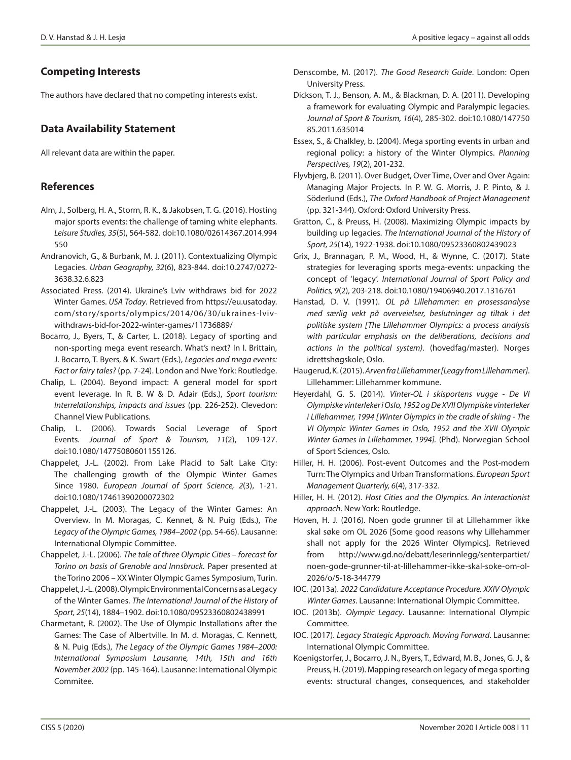## Competing Interests

The authors have declared that no competing interests exist.

## Data Availability Statement

All relevant data are within the paper.

## References

Alm, J., Solberg, H. A., Storm, R. K., & Jakobsen, T. G. (2016). Hosting major sports events: the challenge of taming white elephants. *Leisure Studies, 35*(5), 564-582. doi:10.1080/02614367.2014.994550

Andranovich, G., & Burbank, M. J. (2011). Contextualizing Olympic Legacies. *Urban Geography, 32*(6), 823-844. doi:10.2747/0272-3638.32.6.823

Associated Press. (2014). Ukraine's Lviv withdraws bid for 2022 Winter Games. *USA Today*. Retrieved from https://eu.usatoday.com/story/sports/olympics/2014/06/30/ukraines-lviv-withdraws-bid-for-2022-winter-games/11736889/

Bocarro, J., Byers, T., & Carter, L. (2018). Legacy of sporting and non-sporting mega event research. What's next? In I. Brittain, J. Bocarro, T. Byers, & K. Swart (Eds.), *Legacies and mega events: Fact or fairy tales?* (pp. 7-24). London and Nwe York: Routledge.

Chalip, L. (2004). Beyond impact: A general model for sport event leverage. In R. B. W & D. Adair (Eds.), *Sport tourism: Interrelationships, impacts and issues* (pp. 226-252). Clevedon: Channel View Publications.

Chalip, L. (2006). Towards Social Leverage of Sport Events. *Journal of Sport & Tourism, 11*(2), 109-127. doi:10.1080/14775080601155126.

Chappelet, J.-L. (2002). From Lake Placid to Salt Lake City: The challenging growth of the Olympic Winter Games Since 1980. *European Journal of Sport Science, 2*(3), 1-21. doi:10.1080/17461390200072302

Chappelet, J.-L. (2003). The Legacy of the Winter Games: An Overview. In M. Moragas, C. Kennet, & N. Puig (Eds.), *The Legacy of the Olympic Games, 1984–2002* (pp. 54-66). Lausanne: International Olympic Committee.

Chappelet, J.-L. (2006). *The tale of three Olympic Cities – forecast for Torino on basis of Grenoble and Innsbruck.* Paper presented at the Torino 2006 – XX Winter Olympic Games Symposium, Turin.

Chappelet, J.-L. (2008). Olympic Environmental Concerns as a Legacy of the Winter Games. *The International Journal of the History of Sport, 25*(14), 1884–1902. doi:10.1080/09523360802438991

Charmetant, R. (2002). The Use of Olympic Installations after the Games: The Case of Albertville. In M. d. Moragas, C. Kennett, & N. Puig (Eds.), *The Legacy of the Olympic Games 1984–2000: International Symposium Lausanne, 14th, 15th and 16th November 2002* (pp. 145-164). Lausanne: International Olympic Commitee.

Denscombe, M. (2017). *The Good Research Guide*. London: Open University Press.

Dickson, T. J., Benson, A. M., & Blackman, D. A. (2011). Developing a framework for evaluating Olympic and Paralympic legacies. *Journal of Sport & Tourism, 16*(4), 285-302. doi:10.1080/14775085.2011.635014

Essex, S., & Chalkley, b. (2004). Mega sporting events in urban and regional policy: a history of the Winter Olympics. *Planning Perspectives, 19*(2), 201-232.

Flyvbjerg, B. (2011). Over Budget, Over Time, Over and Over Again: Managing Major Projects. In P. W. G. Morris, J. P. Pinto, & J. Söderlund (Eds.), *The Oxford Handbook of Project Management* (pp. 321-344). Oxford: Oxford University Press.

Gratton, C., & Preuss, H. (2008). Maximizing Olympic impacts by building up legacies. *The International Journal of the History of Sport, 25*(14), 1922-1938. doi:10.1080/09523360802439023

Grix, J., Brannagan, P. M., Wood, H., & Wynne, C. (2017). State strategies for leveraging sports mega-events: unpacking the concept of 'legacy'. *International Journal of Sport Policy and Politics, 9*(2), 203-218. doi:10.1080/19406940.2017.1316761

Hanstad, D. V. (1991). *OL på Lillehammer: en prosessanalyse med særlig vekt på overveielser, beslutninger og tiltak i det politiske system [The Lillehammer Olympics: a process analysis with particular emphasis on the deliberations, decisions and actions in the political system).* (hovedfag/master). Norges idrettshøgskole, Oslo.

Haugerud, K. (2015). *Arven fra Lillehammer [Leagy from Lillehammer]*. Lillehammer: Lillehammer kommune.

Heyerdahl, G. S. (2014). *Vinter-OL i skisportens vugge - De VI Olympiske vinterleker i Oslo, 1952 og De XVII Olympiske vinterleker i Lillehammer, 1994 [Winter Olympics in the cradle of skiing - The VI Olympic Winter Games in Oslo, 1952 and the XVII Olympic Winter Games in Lillehammer, 1994].* (Phd). Norwegian School of Sport Sciences, Oslo.

Hiller, H. H. (2006). Post-event Outcomes and the Post-modern Turn: The Olympics and Urban Transformations. *European Sport Management Quarterly, 6*(4), 317-332.

Hiller, H. H. (2012). *Host Cities and the Olympics. An interactionist approach*. New York: Routledge.

Hoven, H. J. (2016). Noen gode grunner til at Lillehammer ikke skal søke om OL 2026 [Some good reasons why Lillehammer shall not apply for the 2026 Winter Olympics]. Retrieved from http://www.gd.no/debatt/leserinnlegg/senterpartiet/noen-gode-grunner-til-at-lillehammer-ikke-skal-soke-om-ol-2026/o/5-18-344779

IOC. (2013a). *2022 Candidature Acceptance Procedure. XXIV Olympic Winter Games*. Lausanne: International Olympic Committee.

IOC. (2013b). *Olympic Legacy*. Lausanne: International Olympic Committee.

IOC. (2017). *Legacy Strategic Approach. Moving Forward*. Lausanne: International Olympic Committee.

Koenigstorfer, J., Bocarro, J. N., Byers, T., Edward, M. B., Jones, G. J., & Preuss, H. (2019). Mapping research on legacy of mega sporting events: structural changes, consequences, and stakeholder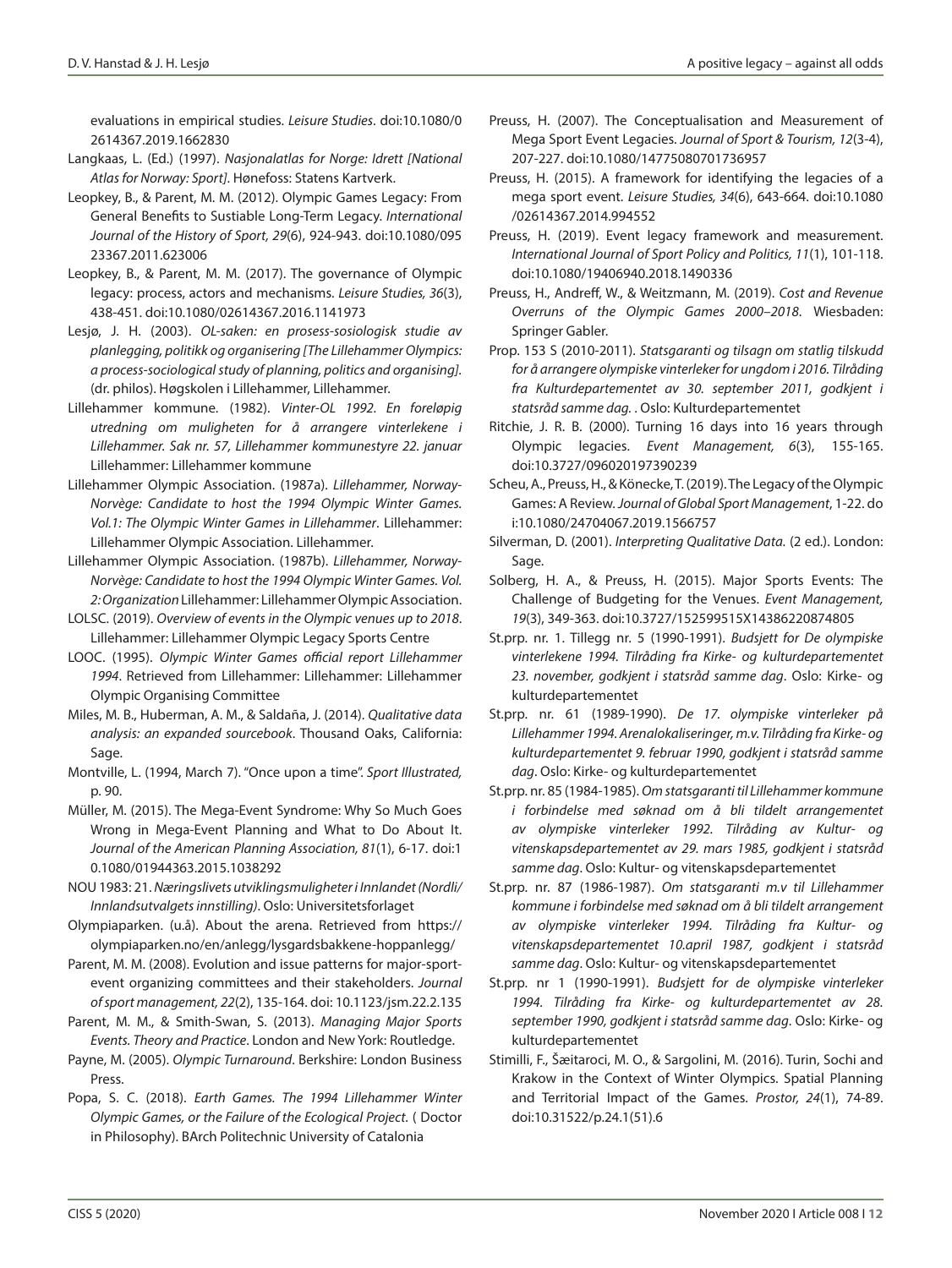evaluations in empirical studies. *Leisure Studies*. doi:10.1080/02614367.2019.1662830

Langkaas, L. (Ed.) (1997). *Nasjonalatlas for Norge: Idrett [National Atlas for Norway: Sport]*. Hønefoss: Statens Kartverk.

Leopkey, B., & Parent, M. M. (2012). Olympic Games Legacy: From General Benefits to Sustiable Long-Term Legacy. *International Journal of the History of Sport, 29*(6), 924-943. doi:10.1080/09523367.2011.623006

Leopkey, B., & Parent, M. M. (2017). The governance of Olympic legacy: process, actors and mechanisms. *Leisure Studies, 36*(3), 438-451. doi:10.1080/02614367.2016.1141973

Lesjø, J. H. (2003). *OL-saken: en prosess-sosiologisk studie av planlegging, politikk og organisering [The Lillehammer Olympics: a process-sociological study of planning, politics and organising]*. (dr. philos). Høgskolen i Lillehammer, Lillehammer.

Lillehammer kommune. (1982). *Vinter-OL 1992. En foreløpig utredning om muligheten for å arrangere vinterlekene i Lillehammer. Sak nr. 57, Lillehammer kommunestyre 22. januar* Lillehammer: Lillehammer kommune

Lillehammer Olympic Association. (1987a). *Lillehammer, Norway-Norvège: Candidate to host the 1994 Olympic Winter Games. Vol.1: The Olympic Winter Games in Lillehammer*. Lillehammer: Lillehammer Olympic Association. Lillehammer.

Lillehammer Olympic Association. (1987b). *Lillehammer, Norway-Norvège: Candidate to host the 1994 Olympic Winter Games. Vol. 2: Organization* Lillehammer: Lillehammer Olympic Association.

LOLSC. (2019). *Overview of events in the Olympic venues up to 2018*. Lillehammer: Lillehammer Olympic Legacy Sports Centre

LOOC. (1995). *Olympic Winter Games official report Lillehammer 1994*. Retrieved from Lillehammer: Lillehammer: Lillehammer Olympic Organising Committee

Miles, M. B., Huberman, A. M., & Saldaña, J. (2014). *Qualitative data analysis: an expanded sourcebook*. Thousand Oaks, California: Sage.

Montville, L. (1994, March 7). "Once upon a time". *Sport Illustrated,* p. 90.

Müller, M. (2015). The Mega-Event Syndrome: Why So Much Goes Wrong in Mega-Event Planning and What to Do About It. *Journal of the American Planning Association, 81*(1), 6-17. doi:10.1080/01944363.2015.1038292

NOU 1983: 21. *Næringslivets utviklingsmuligheter i Innlandet (Nordli/Innlandsutvalgets innstilling)*. Oslo: Universitetsforlaget

Olympiaparken. (u.å). About the arena. Retrieved from https://olympiaparken.no/en/anlegg/lysgardsbakkene-hoppanlegg/

Parent, M. M. (2008). Evolution and issue patterns for major-sport-event organizing committees and their stakeholders. *Journal of sport management, 22*(2), 135-164. doi: 10.1123/jsm.22.2.135

Parent, M. M., & Smith-Swan, S. (2013). *Managing Major Sports Events. Theory and Practice*. London and New York: Routledge.

Payne, M. (2005). *Olympic Turnaround*. Berkshire: London Business Press.

Popa, S. C. (2018). *Earth Games. The 1994 Lillehammer Winter Olympic Games, or the Failure of the Ecological Project.* ( Doctor in Philosophy). BArch Politechnic University of Catalonia

Preuss, H. (2007). The Conceptualisation and Measurement of Mega Sport Event Legacies. *Journal of Sport & Tourism, 12*(3-4), 207-227. doi:10.1080/14775080701736957

Preuss, H. (2015). A framework for identifying the legacies of a mega sport event. *Leisure Studies, 34*(6), 643-664. doi:10.1080/02614367.2014.994552

Preuss, H. (2019). Event legacy framework and measurement. *International Journal of Sport Policy and Politics, 11*(1), 101-118. doi:10.1080/19406940.2018.1490336

Preuss, H., Andreff, W., & Weitzmann, M. (2019). *Cost and Revenue Overruns of the Olympic Games 2000–2018*. Wiesbaden: Springer Gabler.

Prop. 153 S (2010-2011). *Statsgaranti og tilsagn om statlig tilskudd for å arrangere olympiske vinterleker for ungdom i 2016. Tilråding fra Kulturdepartementet av 30. september 2011, godkjent i statsråd samme dag.* . Oslo: Kulturdepartementet

Ritchie, J. R. B. (2000). Turning 16 days into 16 years through Olympic legacies. *Event Management, 6*(3), 155-165. doi:10.3727/096020197390239

Scheu, A., Preuss, H., & Könecke, T. (2019). The Legacy of the Olympic Games: A Review. *Journal of Global Sport Management*, 1-22. doi:10.1080/24704067.2019.1566757

Silverman, D. (2001). *Interpreting Qualitative Data.* (2 ed.). London: Sage.

Solberg, H. A., & Preuss, H. (2015). Major Sports Events: The Challenge of Budgeting for the Venues. *Event Management, 19*(3), 349-363. doi:10.3727/152599515X14386220874805

St.prp. nr. 1. Tillegg nr. 5 (1990-1991). *Budsjett for De olympiske vinterlekene 1994. Tilråding fra Kirke- og kulturdepartementet 23. november, godkjent i statsråd samme dag*. Oslo: Kirke- og kulturdepartementet

St.prp. nr. 61 (1989-1990). *De 17. olympiske vinterleker på Lillehammer 1994. Arenalokaliseringer, m.v. Tilråding fra Kirke- og kulturdepartementet 9. februar 1990, godkjent i statsråd samme dag*. Oslo: Kirke- og kulturdepartementet

St.prp. nr. 85 (1984-1985). *Om statsgaranti til Lillehammer kommune i forbindelse med søknad om å bli tildelt arrangementet av olympiske vinterleker 1992. Tilråding av Kultur- og vitenskapsdepartementet av 29. mars 1985, godkjent i statsråd samme dag*. Oslo: Kultur- og vitenskapsdepartementet

St.prp. nr. 87 (1986-1987). *Om statsgaranti m.v til Lillehammer kommune i forbindelse med søknad om å bli tildelt arrangement av olympiske vinterleker 1994. Tilråding fra Kultur- og vitenskapsdepartementet 10.april 1987, godkjent i statsråd samme dag*. Oslo: Kultur- og vitenskapsdepartementet

St.prp. nr 1 (1990-1991). *Budsjett for de olympiske vinterleker 1994. Tilråding fra Kirke- og kulturdepartementet av 28. september 1990, godkjent i statsråd samme dag*. Oslo: Kirke- og kulturdepartementet

Stimilli, F., Šæitaroci, M. O., & Sargolini, M. (2016). Turin, Sochi and Krakow in the Context of Winter Olympics. Spatial Planning and Territorial Impact of the Games. *Prostor, 24*(1), 74-89. doi:10.31522/p.24.1(51).6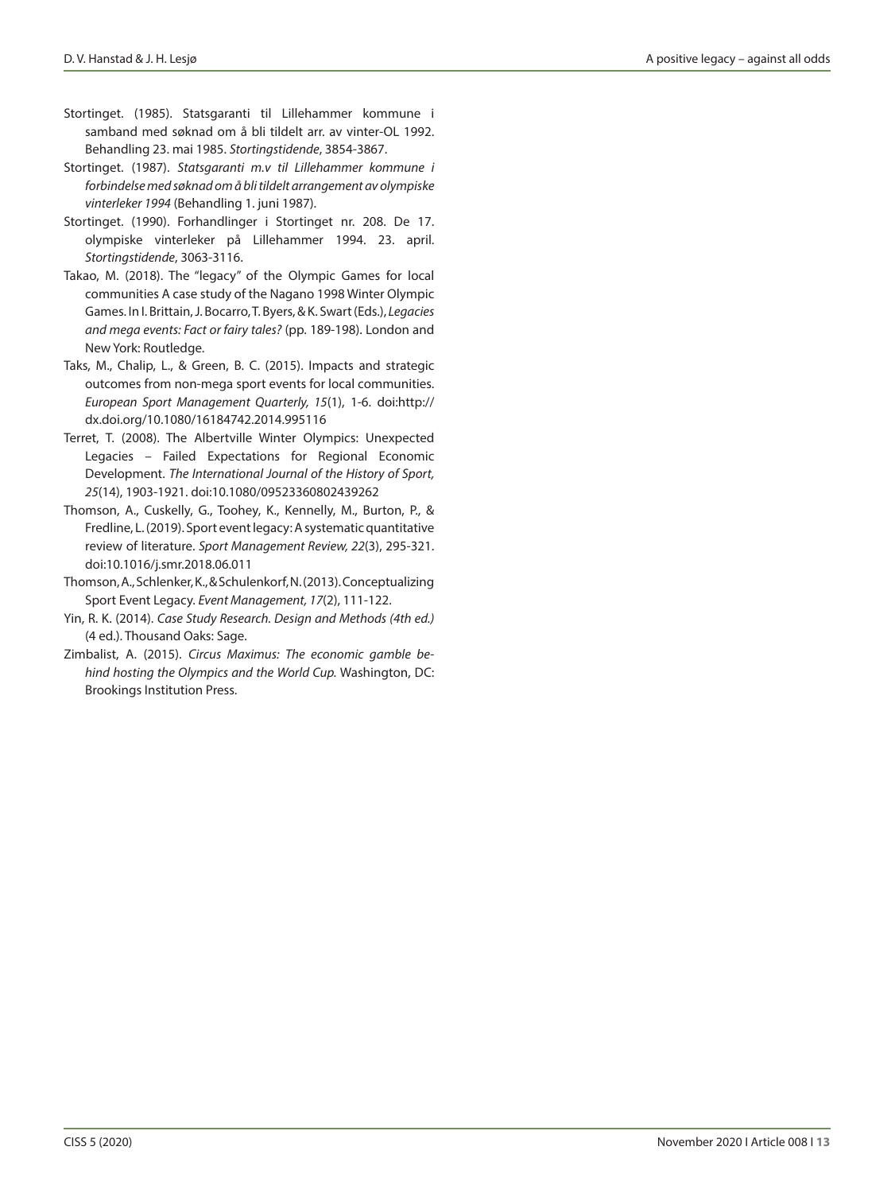Stortinget. (1985). Statsgaranti til Lillehammer kommune i samband med søknad om å bli tildelt arr. av vinter-OL 1992. Behandling 23. mai 1985. *Stortingstidende*, 3854-3867.

Stortinget. (1987). *Statsgaranti m.v til Lillehammer kommune i forbindelse med søknad om å bli tildelt arrangement av olympiske vinterleker 1994* (Behandling 1. juni 1987).

Stortinget. (1990). Forhandlinger i Stortinget nr. 208. De 17. olympiske vinterleker på Lillehammer 1994. 23. april. *Stortingstidende*, 3063-3116.

Takao, M. (2018). The "legacy" of the Olympic Games for local communities A case study of the Nagano 1998 Winter Olympic Games. In I. Brittain, J. Bocarro, T. Byers, & K. Swart (Eds.), *Legacies and mega events: Fact or fairy tales?* (pp. 189-198). London and New York: Routledge.

Taks, M., Chalip, L., & Green, B. C. (2015). Impacts and strategic outcomes from non-mega sport events for local communities. *European Sport Management Quarterly, 15*(1), 1-6. doi:http://dx.doi.org/10.1080/16184742.2014.995116

Terret, T. (2008). The Albertville Winter Olympics: Unexpected Legacies – Failed Expectations for Regional Economic Development. *The International Journal of the History of Sport, 25*(14), 1903-1921. doi:10.1080/09523360802439262

Thomson, A., Cuskelly, G., Toohey, K., Kennelly, M., Burton, P., & Fredline, L. (2019). Sport event legacy: A systematic quantitative review of literature. *Sport Management Review, 22*(3), 295-321. doi:10.1016/j.smr.2018.06.011

Thomson, A., Schlenker, K., & Schulenkorf, N. (2013). Conceptualizing Sport Event Legacy. *Event Management, 17*(2), 111-122.

Yin, R. K. (2014). *Case Study Research. Design and Methods (4th ed.)* (4 ed.). Thousand Oaks: Sage.

Zimbalist, A. (2015). *Circus Maximus: The economic gamble behind hosting the Olympics and the World Cup.* Washington, DC: Brookings Institution Press.